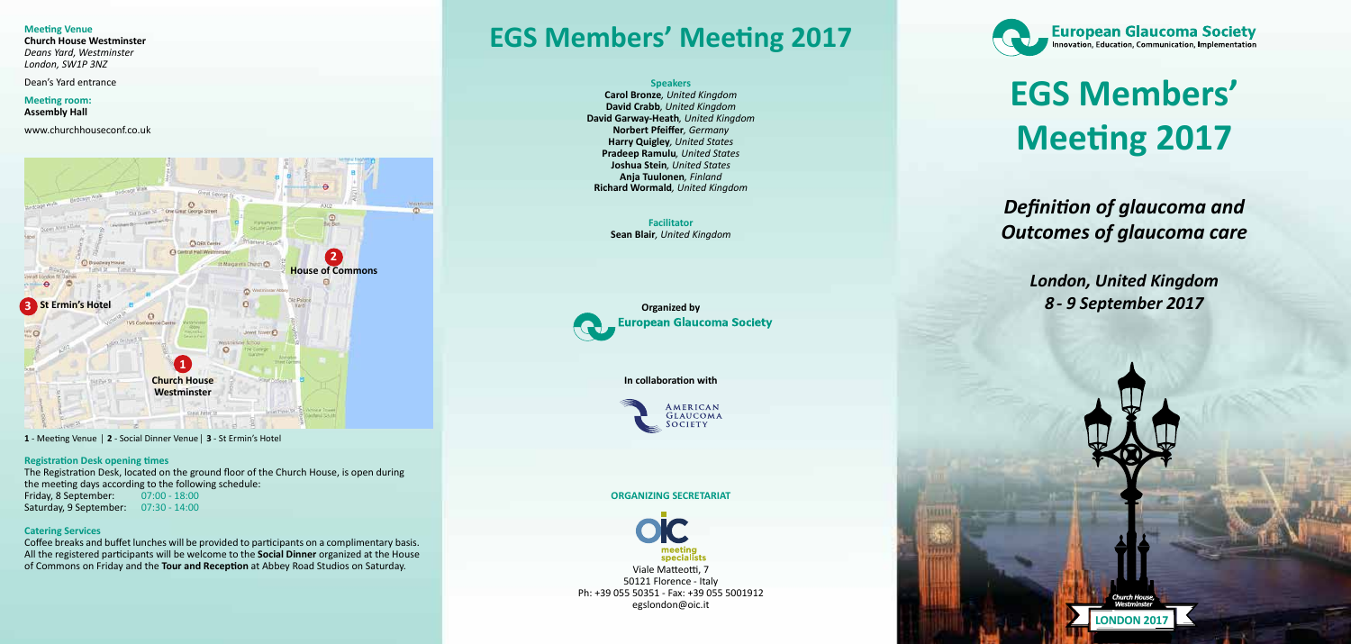**Meeting Venue**
**Church House Westminster**
*Deans Yard, Westminster*
*London, SW1P 3NZ*

Dean's Yard entrance

**Meeting room:**
**Assembly Hall**

www.churchhouseconf.co.uk

**1** - Meeting Venue | **2** - Social Dinner Venue | **3** - St Ermin's Hotel

**Registration Desk opening times**

The Registration Desk, located on the ground floor of the Church House, is open during the meeting days according to the following schedule:

Friday, 8 September: 07:00 - 18:00
Saturday, 9 September: 07:30 - 14:00

**Catering Services**

Coffee breaks and buffet lunches will be provided to participants on a complimentary basis. All the registered participants will be welcome to the **Social Dinner** organized at the House of Commons on Friday and the **Tour and Reception** at Abbey Road Studios on Saturday.

# EGS Members' Meeting 2017

**Speakers**

**Carol Bronze**, *United Kingdom*
**David Crabb**, *United Kingdom*
**David Garway-Heath**, *United Kingdom*
**Norbert Pfeiffer**, *Germany*
**Harry Quigley**, *United States*
**Pradeep Ramulu**, *United States*
**Joshua Stein**, *United States*
**Anja Tuulonen**, *Finland*
**Richard Wormald**, *United Kingdom*

**Facilitator**

**Sean Blair**, *United Kingdom*

**Organized by**
European Glaucoma Society

**In collaboration with**
American Glaucoma Society

**ORGANIZING SECRETARIAT**

OIC meeting specialists
Viale Matteotti, 7
50121 Florence - Italy
Ph: +39 055 50351 - Fax: +39 055 5001912
egslondon@oic.it

European Glaucoma Society
Innovation, Education, Communication, Implementation

# EGS Members' Meeting 2017

## *Definition of glaucoma and Outcomes of glaucoma care*

*London, United Kingdom*
*8 - 9 September 2017*

*Church House, Westminster*
**LONDON 2017**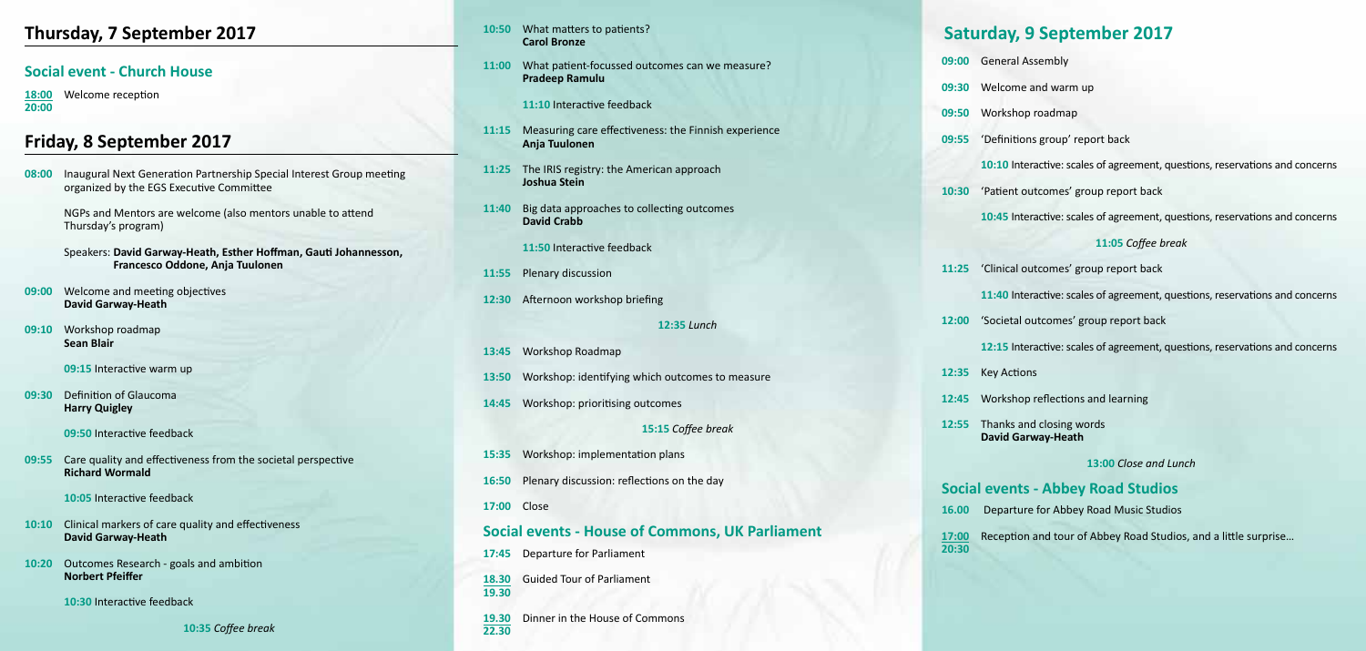## Thursday, 7 September 2017

### Social event - Church House

**18:00**
**20:00** Welcome reception

## Friday, 8 September 2017

**08:00** Inaugural Next Generation Partnership Special Interest Group meeting organized by the EGS Executive Committee

NGPs and Mentors are welcome (also mentors unable to attend Thursday's program)

Speakers: **David Garway-Heath, Esther Hoffman, Gauti Johannesson, Francesco Oddone, Anja Tuulonen**

**09:00** Welcome and meeting objectives
**David Garway-Heath**

**09:10** Workshop roadmap
**Sean Blair**

**09:15** Interactive warm up

**09:30** Definition of Glaucoma
**Harry Quigley**

**09:50** Interactive feedback

**09:55** Care quality and effectiveness from the societal perspective
**Richard Wormald**

**10:05** Interactive feedback

**10:10** Clinical markers of care quality and effectiveness
**David Garway-Heath**

**10:20** Outcomes Research - goals and ambition
**Norbert Pfeiffer**

**10:30** Interactive feedback

**10:35** *Coffee break*

**10:50** What matters to patients?
**Carol Bronze**

**11:00** What patient-focussed outcomes can we measure?
**Pradeep Ramulu**

**11:10** Interactive feedback

**11:15** Measuring care effectiveness: the Finnish experience
**Anja Tuulonen**

**11:25** The IRIS registry: the American approach
**Joshua Stein**

**11:40** Big data approaches to collecting outcomes
**David Crabb**

**11:50** Interactive feedback

**11:55** Plenary discussion

**12:30** Afternoon workshop briefing

**12:35** *Lunch*

**13:45** Workshop Roadmap

**13:50** Workshop: identifying which outcomes to measure

**14:45** Workshop: prioritising outcomes

**15:15** *Coffee break*

**15:35** Workshop: implementation plans

**16:50** Plenary discussion: reflections on the day

**17:00** Close

### Social events - House of Commons, UK Parliament

**17:45** Departure for Parliament

**18.30**
**19.30** Guided Tour of Parliament

**19.30**
**22.30** Dinner in the House of Commons

## Saturday, 9 September 2017

**09:00** General Assembly

**09:30** Welcome and warm up

**09:50** Workshop roadmap

**09:55** 'Definitions group' report back

**10:10** Interactive: scales of agreement, questions, reservations and concerns

**10:30** 'Patient outcomes' group report back

**10:45** Interactive: scales of agreement, questions, reservations and concerns

**11:05** *Coffee break*

**11:25** 'Clinical outcomes' group report back

**11:40** Interactive: scales of agreement, questions, reservations and concerns

**12:00** 'Societal outcomes' group report back

**12:15** Interactive: scales of agreement, questions, reservations and concerns

**12:35** Key Actions

**12:45** Workshop reflections and learning

**12:55** Thanks and closing words
**David Garway-Heath**

**13:00** *Close and Lunch*

### Social events - Abbey Road Studios

**16.00** Departure for Abbey Road Music Studios

**17:00**
**20:30** Reception and tour of Abbey Road Studios, and a little surprise…